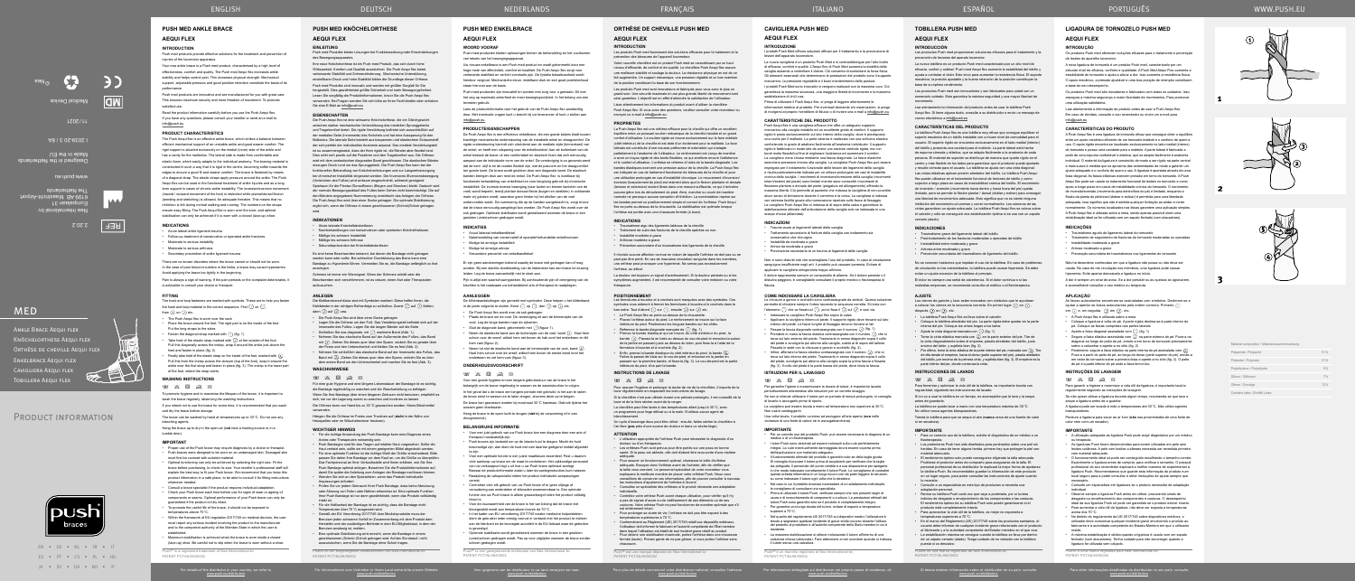ENGLISH | DEUTSCH | NEDERLANDS | FRANÇAIS | ITALIANO | ESPAÑOL | PORTUGUÊS | WWW.PUSH.EU

MED

Ankle Brace Aequi Flex
Knöchelorthese Aequi Flex
Orthèse de cheville Aequi Flex
Enkelbrace Aequi Flex
Cavigliera Aequi Flex
Tobillera Aequi Flex

Product information

push braces

Nea International bv
Europalaan 31
6199 AB Maastricht-Airport
The Netherlands
Designed in the Netherlands
Made in the EU

www.push.eu

11/2021

Medical Device

REF 2.20.2

## PUSH MED ANKLE BRACE

## AEQUI FLEX

### INTRODUCTION

Push med products provide effective solutions for the treatment and prevention of injuries of the locomotive apparatus.

Your new ankle brace is a Push med product, characterised by a high level of effectiveness, comfort and quality. The Push med brace has been developed with the latest medical insights. The brace provides stability and helps control your movements.

Push med products are innovative and are manufactured for you with great care. This ensures maximum security and more freedom of movement. To provide satisfied use.

Read the product information carefully before you use the Push Aequi Flex. If you have any questions, please consult your retailer or send an e-mail to info@push.eu.

### PRODUCT CHARACTERISTICS

The Push Aequi Flex is an effective ankle brace, which provides a balance between efficient mechanical support of an unstable ankle and good wearer comfort. The rigid supports situated exclusively on the medial (inner) side of the ankle and has a cavity for the malleolus. The lateral side is made from comfortable and elastic fabric, which easily adapts to the individual anatomy. The bracing material is constructed in such a way that it is rigid in the corner, becoming softer towards the edges to ensure a good fit and wearer comfort. The brace is fastened by means of a strapping system. The elastic straps apply pressure around the ankle. The Push Aequi Flex can be used in the functional treatment of ankle injuries and as a long term support in case of (chronic) ankle instability. The brace offers supination (inward rotational movement of the foot) is restricted while plantarflexion and dorsiflexion remain unhindered. The numbers on the straps ensure easy fitting. The Push Aequi Flex is worn over the sock, and plantar stabilisation can only be achieved if it is worn with a closed (lace-up) shoe.

### INDICATIONS

- Acute lateral ankle ligament trauma
- Follow-up treatment of conservative or operated ankle fractures
- Moderate to serious instability
- Moderate to serious arthrosis
- Secondary prevention of ankle ligament trauma

There are no known disorders where the brace cannot or should not be worn. In the case of poor blood circulation in the limbs, a brace may cause hyperaemia. Avoid applying the brace too tightly in the beginning.

Pain is always a sign of warning. If the pain persists or the complaint deteriorates, it is advisable to consult your doctor or therapist.

### FITTING

The hook and loop fasteners are marked with symbols. These are to help you fasten the hook and loop material in the correct sequence. First ① on ②, then ③ on ④.

- The Push Aequi Flex is worn over the sock.
- Place the brace around the foot. The rigid part is on the inside of the foot. Fasten the strap on the foot.
- Position the diagonal strap marked with ① (fig. 1).
- Take hold of the elastic strap marked with ② on the outside of the foot. Pull this diagonally across the instep, wrap it around the ankle just above the heel and fasten in place (fig. 2).
- Finally take hold of the elastic strap on the inside of the foot marked with ③. Pull this diagonally across the instep (top of the foot), wrap it around the ankle just above the heel and fasten in place (fig. 3). The strap is the lower part of the foot, where the strap starts.

### WASHING INSTRUCTIONS

To promote hygiene and to maximise the lifespan of the brace, it is important to wash the brace regularly, observing the washing instructions.

If you intend not to use the brace for some time, it is recommended that you wash and dry the brace before storage.

The brace can be washed by hand at temperatures up to 30°C. Do not use any bleaching agents.

Hang the brace up to dry in the open air (not near a heating source or in a tumble drier).

### IMPORTANT

- Proper use of the Push brace may require diagnosis by a doctor or therapist.
- Push braces were designed to be worn on an undamaged skin. Damaged skin must first be covered with suitable material.
- Optimal functioning can only be achieved by selecting the right size. Fit the brace before purchasing, to ensure a correct fit. Your retailer's professional staff will explain the best way to fit your Push brace. We recommend that you keep this product information in a safe place, to be able to consult it for fitting instructions whenever needed.
- Consult a brace specialist if the product requires individual adaptation.
- Check your Push brace each time before use for signs of wear or ageing of components or seams. Optimal performance of your Push brace can only be guaranteed if the product is fully intact.
- To promote the useful life of the brace, it should not be exposed to temperatures above 70°C.
- Within the framework of EU regulation 2017/745 on medical devices, the user must report any serious incident involving the product to the manufacturer and to the competent authority of the Member State in which the user is established.
- Maximum stabilisation is achieved when the brace is worn inside a closed (lace-up) shoe. Be careful not to slip when the brace is worn without a shoe.

Push® is a registered trademark of Nea International bv
PATENT PCT/NL99/00382

For details of the distributor in your country, we refer to www.push.eu/distributors

## PUSH MED KNÖCHELORTHESE AEQUI FLEX

### EINLEITUNG
### EIGENSCHAFTEN
### INDIKATIONEN
### ANLEGEN
### WASCHHINWEISE
### WICHTIGE HINWEISE

## PUSH MED ENKELBRACE AEQUI FLEX

### INLEIDING
### PRODUCTEIGENSCHAPPEN
### INDICATIES
### AANLEGGEN
### ONDERHOUDSVOORSCHRIFT
### BELANGRIJKE INFORMATIE

## ORTHÈSE DE CHEVILLE PUSH MED AEQUI FLEX

### INTRODUCTION
### PROPRIÉTÉS
### INDICATIONS
### POSITIONNEMENT
### INSTRUCTIONS DE LAVAGE
### ATTENTION

## CAVIGLIERA PUSH MED AEQUI FLEX

### INTRODUZIONE
### CARATTERISTICHE DEL PRODOTTO
### INDICAZIONI
### COME INDOSSARE LA CAVIGLIERA
### ISTRUZIONI PER IL LAVAGGIO
### IMPORTANTE

## TOBILLERA PUSH MED AEQUI FLEX

### INTRODUCCIÓN
### CARACTERÍSTICAS DEL PRODUCTO
### INDICACIONES
### AJUSTE
### INSTRUCCIONES DE LAVADO
### IMPORTANTE

## LIGADURA DE TORNOZELO PUSH MED AEQUI FLEX

### INTRODUÇÃO
### CARACTERÍSTICOS DO PRODUTO
### INDICAÇÕES
### APLICAÇÃO
### INSTRUÇÕES DE LAVAGEM
### IMPORTANTE

| Material composition / Materialzusammensetzung | |
|---|---|
| Polyamide / Polyamid | 51% |
| Polyester / Polyester | 21% |
| Polyurethane / Polyurethan | 9% |
| Silicone / Silikon | 7% |
| Silicone / Silikonge | 12% |
| Cotton/elast. (PA/EA) Lottie | |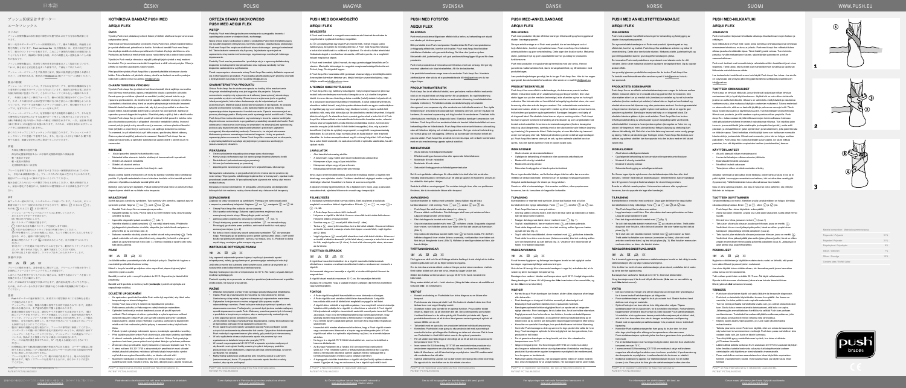## アッシュ医療足首サポーター

## エークフレックス

## KOTNÍKOVÁ BANDÁŽ PUSH MED

## AEQUI FLEX

### ÚVOD

### CHARAKTERISTIKA VÝROBKU

### INDIKACE

### NASAZOVÁNÍ

### PRANÍ

## ORTEZA STAWU SKOKOWEGO PUSH MED AEQUI FLEX

### WSTĘP

### CHARAKTERYSTYKA PRODUKTU

### WSKAZANIA

### DOPASOWANIE

### PRANIE

## PUSH MED BOKARÖGZÍTŐ

## AEQUI FLEX

### BEVEZETÉS

### A TERMÉK ISMERTETŐJEGYEI

### JAVALLATOK

### FELHELYEZÉS

### TISZTÍTÁSI ÚTMUTATÓ

## PUSH MED FOTSTÖD

## AEQUI FLEX

### INLEDNING

### PRODUKTEGENSKAPER

### INDIKATIONER

### ANPASSNING

### TVÄTTANVISNINGAR

## PUSH MED-ANKELBANDAGE

## AEQUI FLEX

### INLEDNING

### PRODUKTEGENSKABER

### INDIKATIONER

### TILPASNING

### VASKEANVISNING

## PUSH MED ANKELSTØTTEBANDASJE

## AEQUI FLEX

### INNLEDNING

### PRODUKTETS EGENSKAPER

### INDIKASJONER

### TILPASNING

### RENGJØRINGSINSTRUKSJONER

## PUSH MED-NILKKATUKI

## AEQUI FLEX

### JOHDANTO

### TUOTTEEN OMINAISUUDET

### KÄYTTÖTARKOITUS

### SOVITTAMINEN

### TUOTTEEN SOVITTAMINEN

### PESUOHJEET

Push® is a registered trademark of Nea International bv. PATENT PCT/NL2016/050600